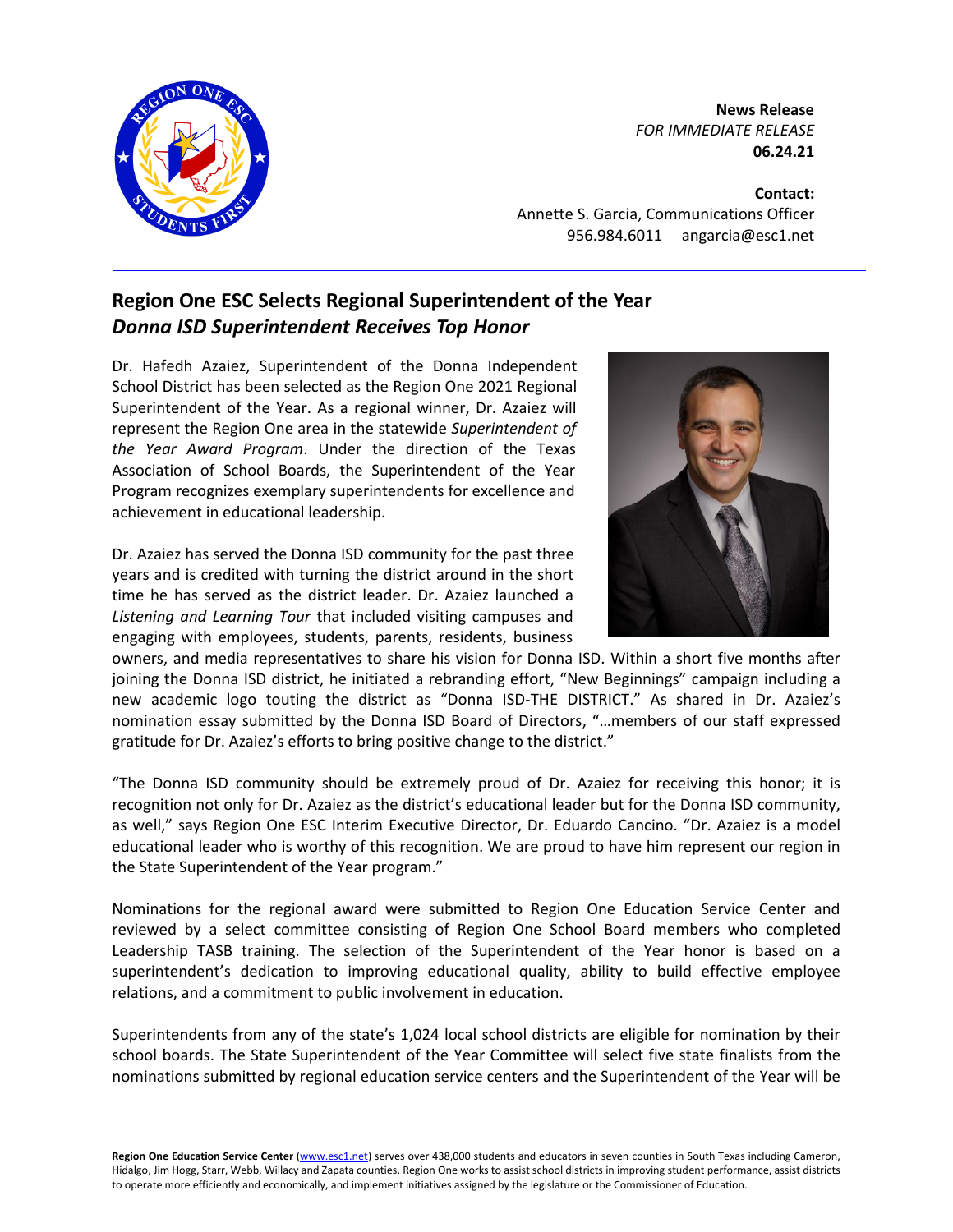**News Release**
*FOR IMMEDIATE RELEASE*
**06.24.21**

**Contact:**
Annette S. Garcia, Communications Officer
956.984.6011 angarcia@esc1.net

---

## Region One ESC Selects Regional Superintendent of the Year
### *Donna ISD Superintendent Receives Top Honor*

Dr. Hafedh Azaiez, Superintendent of the Donna Independent School District has been selected as the Region One 2021 Regional Superintendent of the Year. As a regional winner, Dr. Azaiez will represent the Region One area in the statewide *Superintendent of the Year Award Program*. Under the direction of the Texas Association of School Boards, the Superintendent of the Year Program recognizes exemplary superintendents for excellence and achievement in educational leadership.

Dr. Azaiez has served the Donna ISD community for the past three years and is credited with turning the district around in the short time he has served as the district leader. Dr. Azaiez launched a *Listening and Learning Tour* that included visiting campuses and engaging with employees, students, parents, residents, business owners, and media representatives to share his vision for Donna ISD. Within a short five months after joining the Donna ISD district, he initiated a rebranding effort, "New Beginnings" campaign including a new academic logo touting the district as "Donna ISD-THE DISTRICT." As shared in Dr. Azaiez's nomination essay submitted by the Donna ISD Board of Directors, "…members of our staff expressed gratitude for Dr. Azaiez's efforts to bring positive change to the district."

"The Donna ISD community should be extremely proud of Dr. Azaiez for receiving this honor; it is recognition not only for Dr. Azaiez as the district's educational leader but for the Donna ISD community, as well," says Region One ESC Interim Executive Director, Dr. Eduardo Cancino. "Dr. Azaiez is a model educational leader who is worthy of this recognition. We are proud to have him represent our region in the State Superintendent of the Year program."

Nominations for the regional award were submitted to Region One Education Service Center and reviewed by a select committee consisting of Region One School Board members who completed Leadership TASB training. The selection of the Superintendent of the Year honor is based on a superintendent's dedication to improving educational quality, ability to build effective employee relations, and a commitment to public involvement in education.

Superintendents from any of the state's 1,024 local school districts are eligible for nomination by their school boards. The State Superintendent of the Year Committee will select five state finalists from the nominations submitted by regional education service centers and the Superintendent of the Year will be

**Region One Education Service Center** (www.esc1.net) serves over 438,000 students and educators in seven counties in South Texas including Cameron, Hidalgo, Jim Hogg, Starr, Webb, Willacy and Zapata counties. Region One works to assist school districts in improving student performance, assist districts to operate more efficiently and economically, and implement initiatives assigned by the legislature or the Commissioner of Education.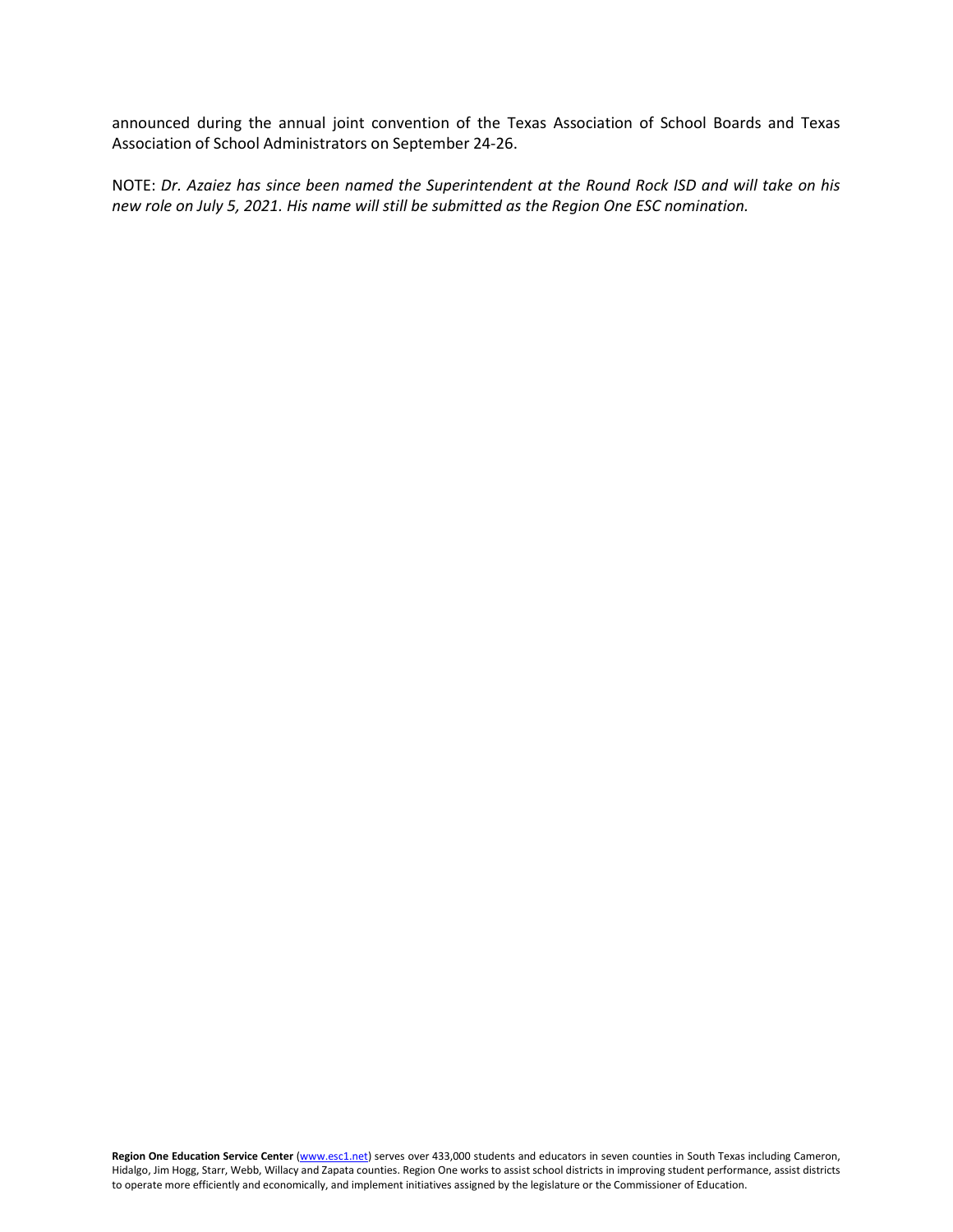announced during the annual joint convention of the Texas Association of School Boards and Texas Association of School Administrators on September 24-26.

NOTE: *Dr. Azaiez has since been named the Superintendent at the Round Rock ISD and will take on his new role on July 5, 2021. His name will still be submitted as the Region One ESC nomination.*

**Region One Education Service Center** (www.esc1.net) serves over 433,000 students and educators in seven counties in South Texas including Cameron, Hidalgo, Jim Hogg, Starr, Webb, Willacy and Zapata counties. Region One works to assist school districts in improving student performance, assist districts to operate more efficiently and economically, and implement initiatives assigned by the legislature or the Commissioner of Education.